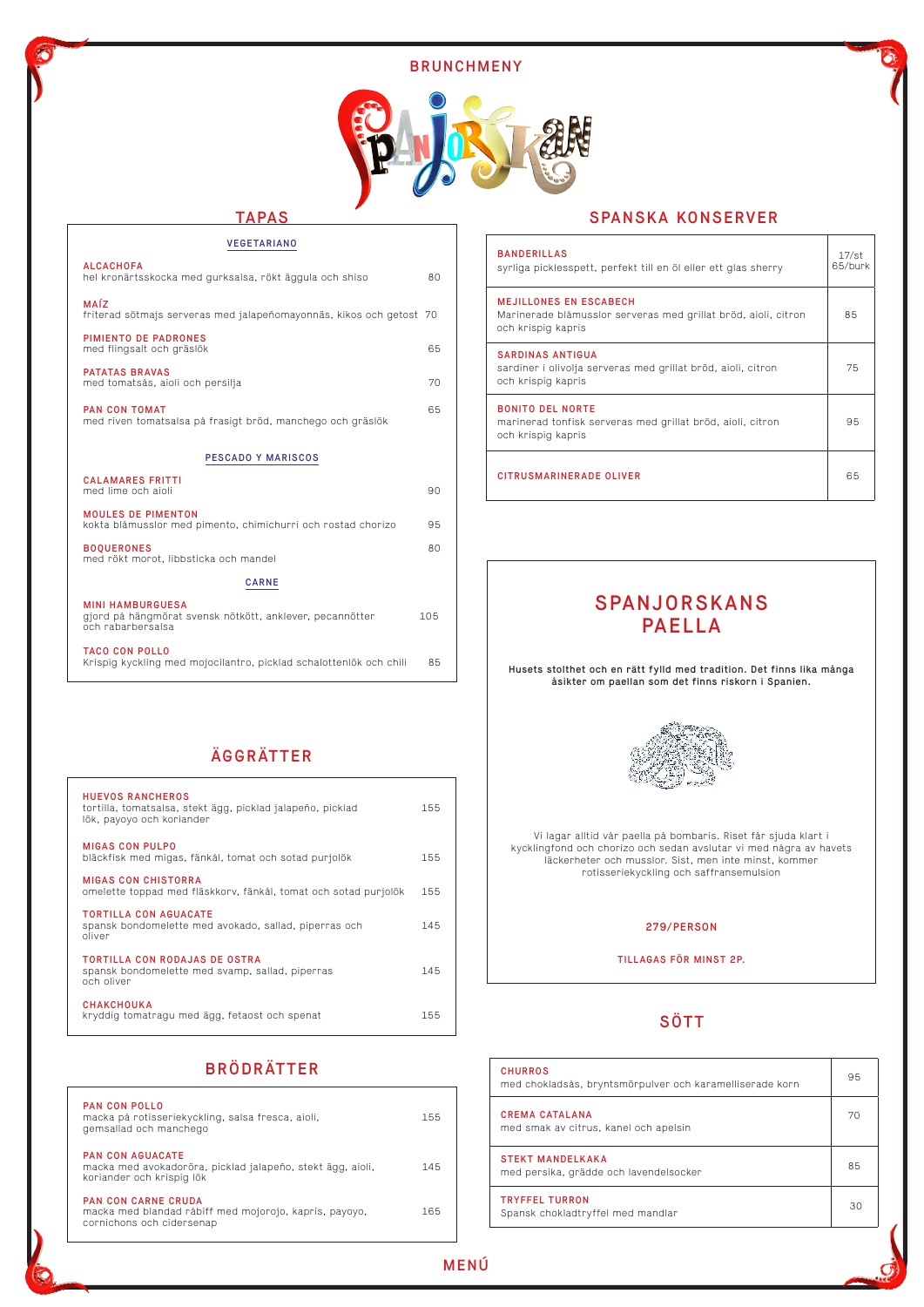BRUNCHMENY

# Spanjorskan

## TAPAS

### VEGETARIANO

**ALCACHOFA**
hel kronärtsskocka med gurksalsa, rökt äggula och shiso — 80

**MAÍZ**
friterad sötmajs serveras med jalapeñomayonnäs, kikos och getost — 70

**PIMIENTO DE PADRONES**
med flingsalt och gräslök — 65

**PATATAS BRAVAS**
med tomatsås, aioli och persilja — 70

**PAN CON TOMAT**
med riven tomatsalsa på frasigt bröd, manchego och gräslök — 65

### PESCADO Y MARISCOS

**CALAMARES FRITTI**
med lime och aioli — 90

**MOULES DE PIMENTON**
kokta blåmusslor med pimento, chimichurri och rostad chorizo — 95

**BOQUERONES**
med rökt morot, libbsticka och mandel — 80

### CARNE

**MINI HAMBURGUESA**
gjord på hängmörat svensk nötkött, anklever, pecannötter och rabarbersalsa — 105

**TACO CON POLLO**
Krispig kyckling med mojocilantro, picklad schalottenlök och chili — 85

## ÄGGRÄTTER

**HUEVOS RANCHEROS**
tortilla, tomatsalsa, stekt ägg, picklad jalapeño, picklad lök, payoyo och koriander — 155

**MIGAS CON PULPO**
bläckfisk med migas, fänkål, tomat och sotad purjolök — 155

**MIGAS CON CHISTORRA**
omelette toppad med fläskkorv, fänkål, tomat och sotad purjolök — 155

**TORTILLA CON AGUACATE**
spansk bondomelette med avokado, sallad, piperras och oliver — 145

**TORTILLA CON RODAJAS DE OSTRA**
spansk bondomelette med svamp, sallad, piperras och oliver — 145

**CHAKCHOUKA**
kryddig tomatragu med ägg, fetaost och spenat — 155

## BRÖDRÄTTER

**PAN CON POLLO**
macka på rotisseriekyckling, salsa fresca, aioli, gemsallad och manchego — 155

**PAN CON AGUACATE**
macka med avokadoröra, picklad jalapeño, stekt ägg, aioli, koriander och krispig lök — 145

**PAN CON CARNE CRUDA**
macka med blandad råbiff med mojorojo, kapris, payoyo, cornichons och cidersenap — 165

## SPANSKA KONSERVER

| | |
|---|---|
| **BANDERILLAS**<br>syrliga picklesspett, perfekt till en öl eller ett glas sherry | 17/st<br>65/burk |
| **MEJILLONES EN ESCABECH**<br>Marinerade blåmusslor serveras med grillat bröd, aioli, citron och krispig kapris | 85 |
| **SARDINAS ANTIGUA**<br>sardiner i olivolja serveras med grillat bröd, aioli, citron och krispig kapris | 75 |
| **BONITO DEL NORTE**<br>marinerad tonfisk serveras med grillat bröd, aioli, citron och krispig kapris | 95 |
| **CITRUSMARINERADE OLIVER** | 65 |

## SPANJORSKANS PAELLA

**Husets stolthet och en rätt fylld med tradition. Det finns lika många åsikter om paellan som det finns riskorn i Spanien.**

Vi lagar alltid vår paella på bombaris. Riset får sjuda klart i kycklingfond och chorizo och sedan avslutar vi med några av havets läckerheter och musslor. Sist, men inte minst, kommer rotisseriekyckling och saffransemulsion

279/PERSON

TILLAGAS FÖR MINST 2P.

## SÖTT

| | |
|---|---|
| **CHURROS**<br>med chokladsås, bryntsmörpulver och karamelliserade korn | 95 |
| **CREMA CATALANA**<br>med smak av citrus, kanel och apelsin | 70 |
| **STEKT MANDELKAKA**<br>med persika, grädde och lavendelsocker | 85 |
| **TRYFFEL TURRON**<br>Spansk chokladtryffel med mandlar | 30 |

MENÚ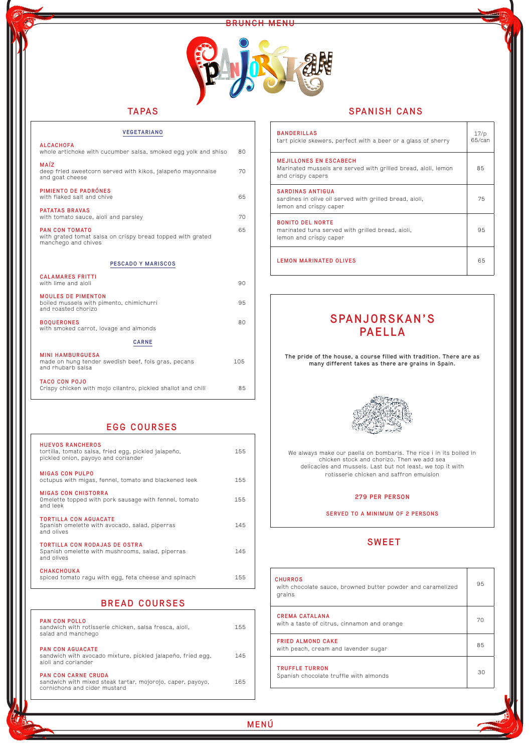BRUNCH MENU

# SPANJORSKAN

## TAPAS

### VEGETARIANO

| | |
|---|---|
| **ALCACHOFA** whole artichoke with cucumber salsa, smoked egg yolk and shiso | 80 |
| **MAÍZ** deep fried sweetcorn served with kikos, jalapeño mayonnaise and goat cheese | 70 |
| **PIMIENTO DE PADRÓNES** with flaked salt and chive | 65 |
| **PATATAS BRAVAS** with tomato sauce, aioli and parsley | 70 |
| **PAN CON TOMATO** with grated tomat salsa on crispy bread topped with grated manchego and chives | 65 |

### PESCADO Y MARISCOS

| | |
|---|---|
| **CALAMARES FRITTI** with lime and aioli | 90 |
| **MOULES DE PIMENTON** boiled mussels with pimento, chimichurri and roasted chorizo | 95 |
| **BOQUERONES** with smoked carrot, lovage and almonds | 80 |

### CARNE

| | |
|---|---|
| **MINI HAMBURGUESA** made on hung tender swedish beef, fois gras, pecans and rhubarb salsa | 105 |
| **TACO CON POJO** Crispy chicken with mojo cilantro, pickled shallot and chili | 85 |

## EGG COURSES

| | |
|---|---|
| **HUEVOS RANCHEROS** tortilla, tomato salsa, fried egg, pickled jalapeño, pickled onion, payoyo and coriander | 155 |
| **MIGAS CON PULPO** octupus with migas, fennel, tomato and blackened leek | 155 |
| **MIGAS CON CHISTORRA** Omelette topped with pork sausage with fennel, tomato and leek | 155 |
| **TORTILLA CON AGUACATE** Spanish omelette with avocado, salad, piperras and olives | 145 |
| **TORTILLA CON RODAJAS DE OSTRA** Spanish omelette with mushrooms, salad, piperras and olives | 145 |
| **CHAKCHOUKA** spiced tomato ragu with egg, feta cheese and spinach | 155 |

## BREAD COURSES

| | |
|---|---|
| **PAN CON POLLO** sandwich with rotisserie chicken, salsa fresca, aioli, salad and manchego | 155 |
| **PAN CON AGUACATE** sandwich with avocado mixture, pickled jalapeño, fried egg, aioli and coriander | 145 |
| **PAN CON CARNE CRUDA** sandwich with mixed steak tartar, mojorojo, caper, payoyo, cornichons and cider mustard | 165 |

## SPANISH CANS

| | |
|---|---|
| **BANDERILLAS** tart pickle skewers, perfect with a beer or a glass of sherry | 17/p 65/can |
| **MEJILLONES EN ESCABECH** Marinated mussels are served with grilled bread, aioli, lemon and crispy capers | 85 |
| **SARDINAS ANTIGUA** sardines in olive oil served with grilled bread, aioli, lemon and crispy caper | 75 |
| **BONITO DEL NORTE** marinated tuna served with grilled bread, aioli, lemon and crispy caper | 95 |
| **LEMON MARINATED OLIVES** | 65 |

## SPANJORSKAN'S PAELLA

**The pride of the house, a course filled with tradition. There are as many different takes as there are grains in Spain.**

We always make our paella on bombaris. The rice i in its boiled in chicken stock and chorizo. Then we add sea delicacies and mussels. Last but not least, we top it with rotisserie chicken and saffron emulsion

279 PER PERSON

SERVED TO A MINIMUM OF 2 PERSONS

## SWEET

| | |
|---|---|
| **CHURROS** with chocolate sauce, browned butter powder and caramelized grains | 95 |
| **CREMA CATALANA** with a taste of citrus, cinnamon and orange | 70 |
| **FRIED ALMOND CAKE** with peach, cream and lavender sugar | 85 |
| **TRUFFLE TURRON** Spanish chocolate truffle with almonds | 30 |

MENÚ